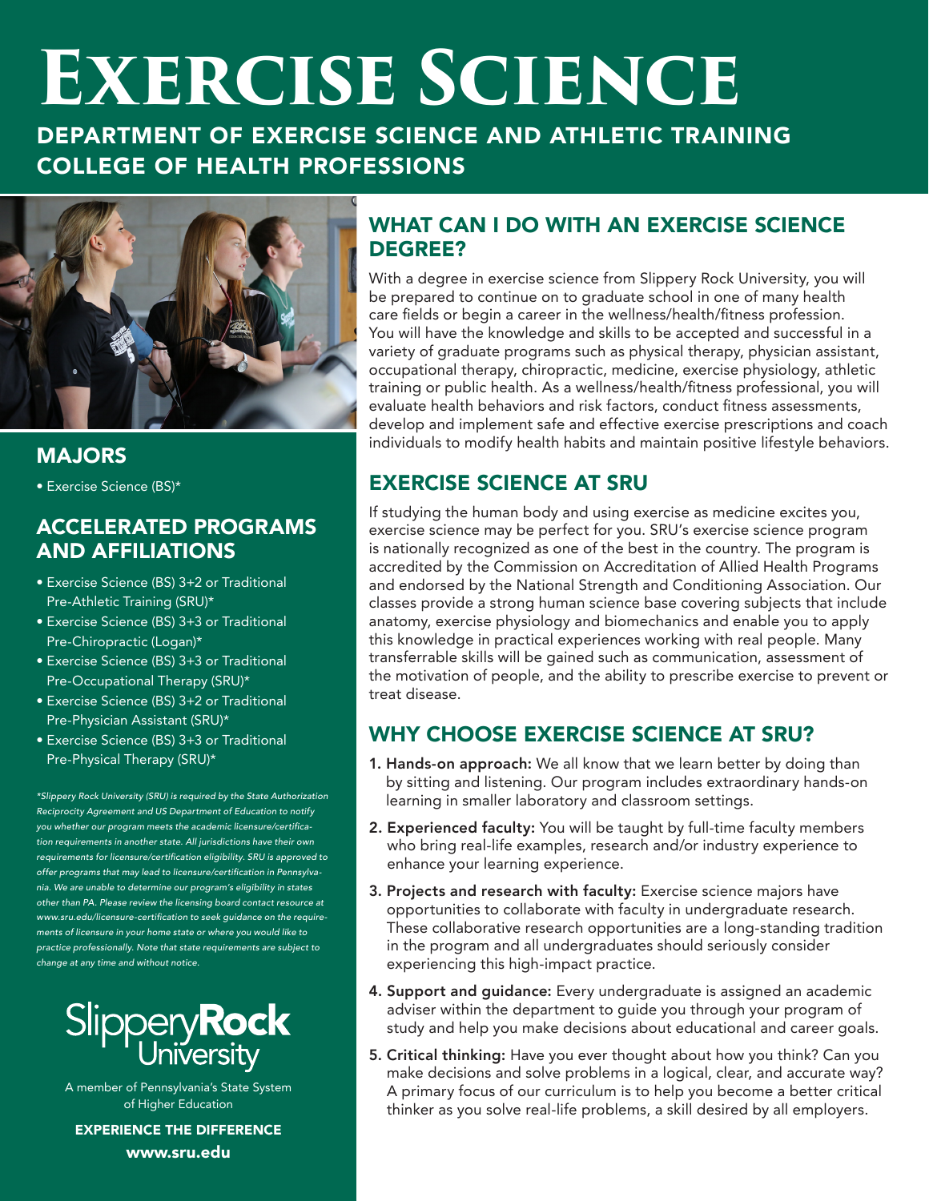# Exercise Science

## DEPARTMENT OF EXERCISE SCIENCE AND ATHLETIC TRAINING
## COLLEGE OF HEALTH PROFESSIONS

## MAJORS

- Exercise Science (BS)*

## ACCELERATED PROGRAMS AND AFFILIATIONS

- Exercise Science (BS) 3+2 or Traditional Pre-Athletic Training (SRU)*
- Exercise Science (BS) 3+3 or Traditional Pre-Chiropractic (Logan)*
- Exercise Science (BS) 3+3 or Traditional Pre-Occupational Therapy (SRU)*
- Exercise Science (BS) 3+2 or Traditional Pre-Physician Assistant (SRU)*
- Exercise Science (BS) 3+3 or Traditional Pre-Physical Therapy (SRU)*

*\*Slippery Rock University (SRU) is required by the State Authorization Reciprocity Agreement and US Department of Education to notify you whether our program meets the academic licensure/certification requirements in another state. All jurisdictions have their own requirements for licensure/certification eligibility. SRU is approved to offer programs that may lead to licensure/certification in Pennsylvania. We are unable to determine our program's eligibility in states other than PA. Please review the licensing board contact resource at www.sru.edu/licensure-certification to seek guidance on the requirements of licensure in your home state or where you would like to practice professionally. Note that state requirements are subject to change at any time and without notice.*

Slippery**Rock** University

A member of Pennsylvania's State System of Higher Education

**EXPERIENCE THE DIFFERENCE**

**www.sru.edu**

## WHAT CAN I DO WITH AN EXERCISE SCIENCE DEGREE?

With a degree in exercise science from Slippery Rock University, you will be prepared to continue on to graduate school in one of many health care fields or begin a career in the wellness/health/fitness profession. You will have the knowledge and skills to be accepted and successful in a variety of graduate programs such as physical therapy, physician assistant, occupational therapy, chiropractic, medicine, exercise physiology, athletic training or public health. As a wellness/health/fitness professional, you will evaluate health behaviors and risk factors, conduct fitness assessments, develop and implement safe and effective exercise prescriptions and coach individuals to modify health habits and maintain positive lifestyle behaviors.

## EXERCISE SCIENCE AT SRU

If studying the human body and using exercise as medicine excites you, exercise science may be perfect for you. SRU's exercise science program is nationally recognized as one of the best in the country. The program is accredited by the Commission on Accreditation of Allied Health Programs and endorsed by the National Strength and Conditioning Association. Our classes provide a strong human science base covering subjects that include anatomy, exercise physiology and biomechanics and enable you to apply this knowledge in practical experiences working with real people. Many transferrable skills will be gained such as communication, assessment of the motivation of people, and the ability to prescribe exercise to prevent or treat disease.

## WHY CHOOSE EXERCISE SCIENCE AT SRU?

1. **Hands-on approach:** We all know that we learn better by doing than by sitting and listening. Our program includes extraordinary hands-on learning in smaller laboratory and classroom settings.
2. **Experienced faculty:** You will be taught by full-time faculty members who bring real-life examples, research and/or industry experience to enhance your learning experience.
3. **Projects and research with faculty:** Exercise science majors have opportunities to collaborate with faculty in undergraduate research. These collaborative research opportunities are a long-standing tradition in the program and all undergraduates should seriously consider experiencing this high-impact practice.
4. **Support and guidance:** Every undergraduate is assigned an academic adviser within the department to guide you through your program of study and help you make decisions about educational and career goals.
5. **Critical thinking:** Have you ever thought about how you think? Can you make decisions and solve problems in a logical, clear, and accurate way? A primary focus of our curriculum is to help you become a better critical thinker as you solve real-life problems, a skill desired by all employers.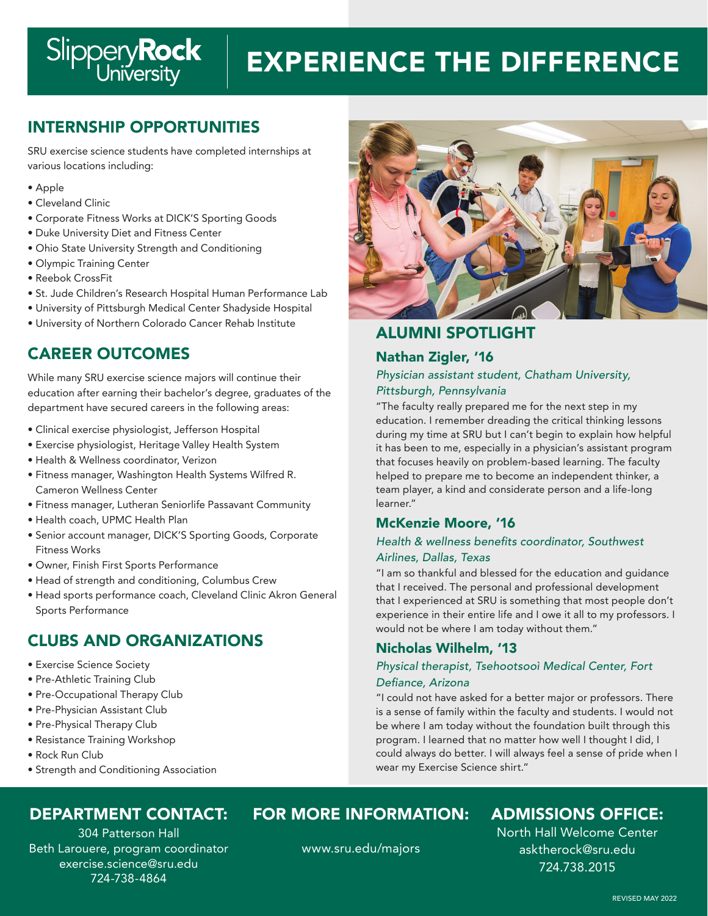# Slippery Rock University — EXPERIENCE THE DIFFERENCE

## INTERNSHIP OPPORTUNITIES

SRU exercise science students have completed internships at various locations including:

- Apple
- Cleveland Clinic
- Corporate Fitness Works at DICK'S Sporting Goods
- Duke University Diet and Fitness Center
- Ohio State University Strength and Conditioning
- Olympic Training Center
- Reebok CrossFit
- St. Jude Children's Research Hospital Human Performance Lab
- University of Pittsburgh Medical Center Shadyside Hospital
- University of Northern Colorado Cancer Rehab Institute

## CAREER OUTCOMES

While many SRU exercise science majors will continue their education after earning their bachelor's degree, graduates of the department have secured careers in the following areas:

- Clinical exercise physiologist, Jefferson Hospital
- Exercise physiologist, Heritage Valley Health System
- Health & Wellness coordinator, Verizon
- Fitness manager, Washington Health Systems Wilfred R. Cameron Wellness Center
- Fitness manager, Lutheran Seniorlife Passavant Community
- Health coach, UPMC Health Plan
- Senior account manager, DICK'S Sporting Goods, Corporate Fitness Works
- Owner, Finish First Sports Performance
- Head of strength and conditioning, Columbus Crew
- Head sports performance coach, Cleveland Clinic Akron General Sports Performance

## CLUBS AND ORGANIZATIONS

- Exercise Science Society
- Pre-Athletic Training Club
- Pre-Occupational Therapy Club
- Pre-Physician Assistant Club
- Pre-Physical Therapy Club
- Resistance Training Workshop
- Rock Run Club
- Strength and Conditioning Association

## ALUMNI SPOTLIGHT

### Nathan Zigler, '16

*Physician assistant student, Chatham University, Pittsburgh, Pennsylvania*

"The faculty really prepared me for the next step in my education. I remember dreading the critical thinking lessons during my time at SRU but I can't begin to explain how helpful it has been to me, especially in a physician's assistant program that focuses heavily on problem-based learning. The faculty helped to prepare me to become an independent thinker, a team player, a kind and considerate person and a life-long learner."

### McKenzie Moore, '16

*Health & wellness benefits coordinator, Southwest Airlines, Dallas, Texas*

"I am so thankful and blessed for the education and guidance that I received. The personal and professional development that I experienced at SRU is something that most people don't experience in their entire life and I owe it all to my professors. I would not be where I am today without them."

### Nicholas Wilhelm, '13

*Physical therapist, Tsehootsooì Medical Center, Fort Defiance, Arizona*

"I could not have asked for a better major or professors. There is a sense of family within the faculty and students. I would not be where I am today without the foundation built through this program. I learned that no matter how well I thought I did, I could always do better. I will always feel a sense of pride when I wear my Exercise Science shirt."

## DEPARTMENT CONTACT:

304 Patterson Hall
Beth Larouere, program coordinator
exercise.science@sru.edu
724-738-4864

## FOR MORE INFORMATION:

www.sru.edu/majors

## ADMISSIONS OFFICE:

North Hall Welcome Center
asktherock@sru.edu
724.738.2015

REVISED MAY 2022